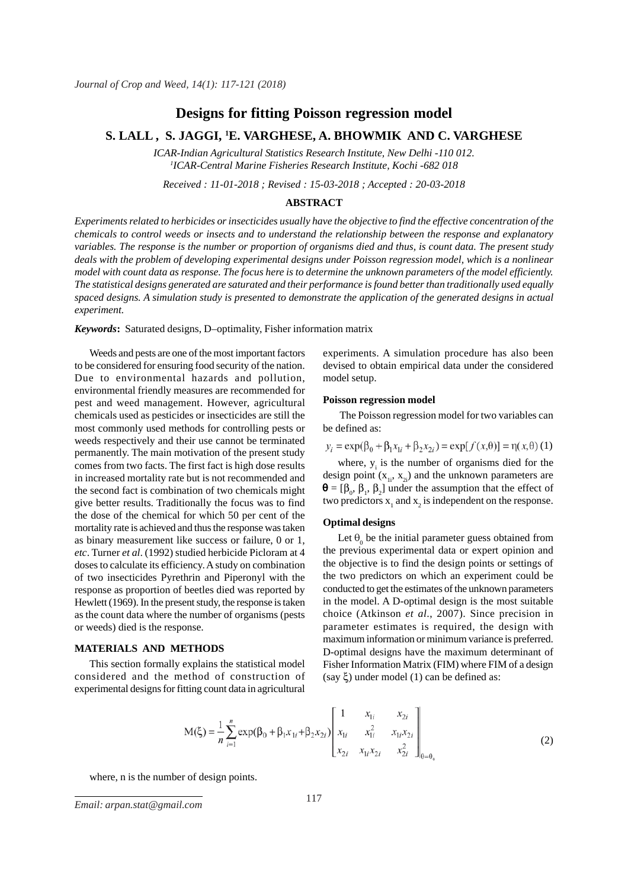# Designs for fitting Poisson regression model

**S. LALL , S. JAGGI, [1]E. VARGHESE, A. BHOWMIK AND C. VARGHESE**

*ICAR-Indian Agricultural Statistics Research Institute, New Delhi -110 012.*
*[1]ICAR-Central Marine Fisheries Research Institute, Kochi -682 018*

*Received : 11-01-2018 ; Revised : 15-03-2018 ; Accepted : 20-03-2018*

## ABSTRACT

*Experiments related to herbicides or insecticides usually have the objective to find the effective concentration of the chemicals to control weeds or insects and to understand the relationship between the response and explanatory variables. The response is the number or proportion of organisms died and thus, is count data. The present study deals with the problem of developing experimental designs under Poisson regression model, which is a nonlinear model with count data as response. The focus here is to determine the unknown parameters of the model efficiently. The statistical designs generated are saturated and their performance is found better than traditionally used equally spaced designs. A simulation study is presented to demonstrate the application of the generated designs in actual experiment.*

***Keywords*:** Saturated designs, D–optimality, Fisher information matrix

Weeds and pests are one of the most important factors to be considered for ensuring food security of the nation. Due to environmental hazards and pollution, environmental friendly measures are recommended for pest and weed management. However, agricultural chemicals used as pesticides or insecticides are still the most commonly used methods for controlling pests or weeds respectively and their use cannot be terminated permanently. The main motivation of the present study comes from two facts. The first fact is high dose results in increased mortality rate but is not recommended and the second fact is combination of two chemicals might give better results. Traditionally the focus was to find the dose of the chemical for which 50 per cent of the mortality rate is achieved and thus the response was taken as binary measurement like success or failure, 0 or 1, *etc*. Turner *et al*. (1992) studied herbicide Picloram at 4 doses to calculate its efficiency. A study on combination of two insecticides Pyrethrin and Piperonyl with the response as proportion of beetles died was reported by Hewlett (1969). In the present study, the response is taken as the count data where the number of organisms (pests or weeds) died is the response.

## MATERIALS AND METHODS

This section formally explains the statistical model considered and the method of construction of experimental designs for fitting count data in agricultural experiments. A simulation procedure has also been devised to obtain empirical data under the considered model setup.

### Poisson regression model

The Poisson regression model for two variables can be defined as:

$$y_i = \exp(\beta_0 + \beta_1 x_{1i} + \beta_2 x_{2i}) = \exp[f(x,\theta)] = \eta(x,\theta) \quad (1)$$

where, $y_i$ is the number of organisms died for the design point ($x_{1i}$, $x_{2i}$) and the unknown parameters are $\boldsymbol{\theta} = [\beta_0, \beta_1, \beta_2]$ under the assumption that the effect of two predictors $x_1$ and $x_2$ is independent on the response.

### Optimal designs

Let $\theta_0$ be the initial parameter guess obtained from the previous experimental data or expert opinion and the objective is to find the design points or settings of the two predictors on which an experiment could be conducted to get the estimates of the unknown parameters in the model. A D-optimal design is the most suitable choice (Atkinson *et al*., 2007). Since precision in parameter estimates is required, the design with maximum information or minimum variance is preferred. D-optimal designs have the maximum determinant of Fisher Information Matrix (FIM) where FIM of a design (say $\xi$) under model (1) can be defined as:

$$M(\xi) = \frac{1}{n}\sum_{i=1}^{n} \exp(\beta_0 + \beta_1 x_{1i} + \beta_2 x_{2i}) \begin{bmatrix} 1 & x_{1i} & x_{2i} \\ x_{1i} & x_{1i}^2 & x_{1i}x_{2i} \\ x_{2i} & x_{1i}x_{2i} & x_{2i}^2 \end{bmatrix}_{\theta=\theta_0} \quad (2)$$

where, n is the number of design points.

*Email: arpan.stat@gmail.com*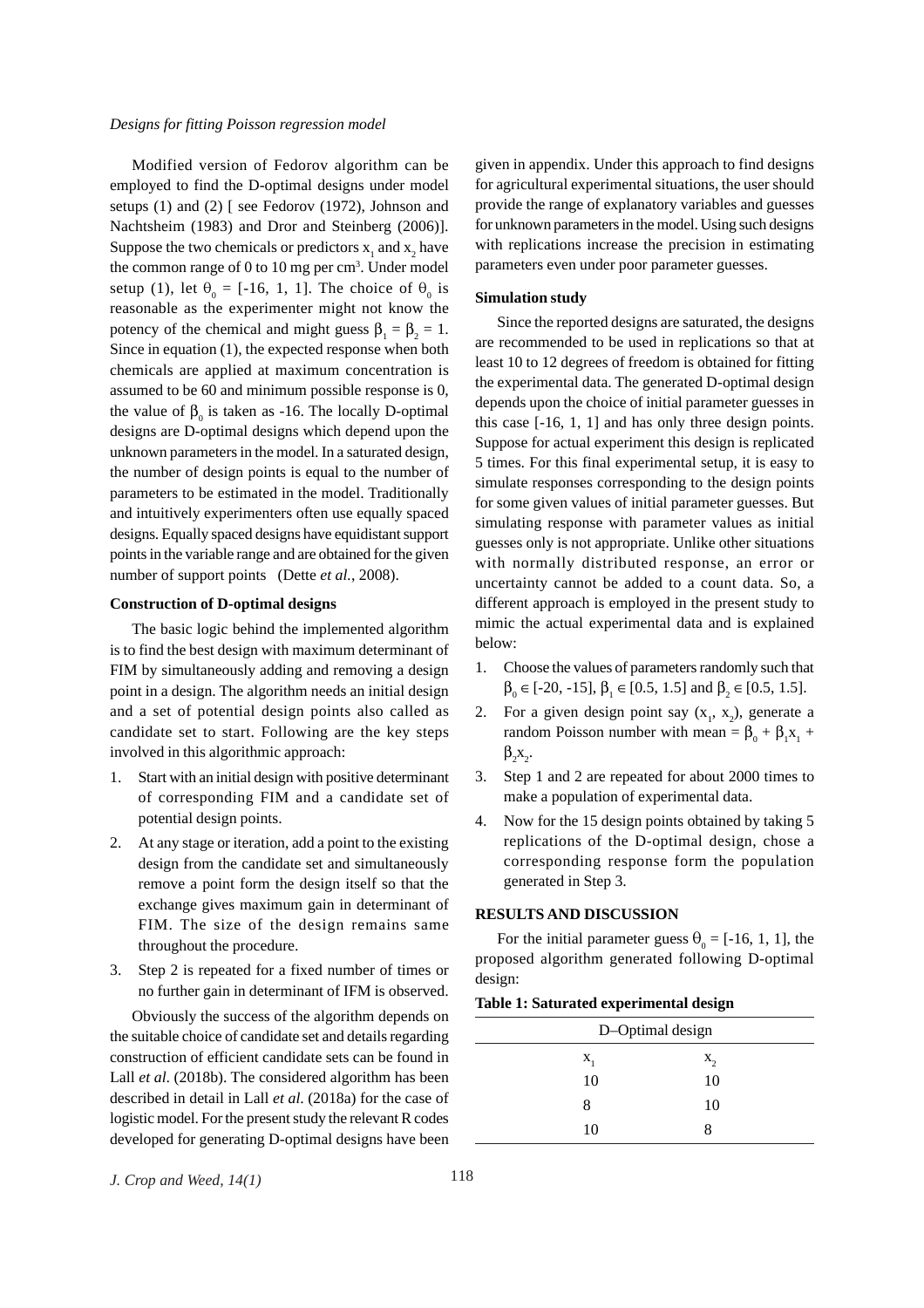Modified version of Fedorov algorithm can be employed to find the D-optimal designs under model setups (1) and (2) [ see Fedorov (1972), Johnson and Nachtsheim (1983) and Dror and Steinberg (2006)]. Suppose the two chemicals or predictors $x_1$ and $x_2$ have the common range of 0 to 10 mg per $cm^3$. Under model setup (1), let $\theta_0$ = [-16, 1, 1]. The choice of $\theta_0$ is reasonable as the experimenter might not know the potency of the chemical and might guess $\beta_1 = \beta_2 = 1$. Since in equation (1), the expected response when both chemicals are applied at maximum concentration is assumed to be 60 and minimum possible response is 0, the value of $\beta_0$ is taken as -16. The locally D-optimal designs are D-optimal designs which depend upon the unknown parameters in the model. In a saturated design, the number of design points is equal to the number of parameters to be estimated in the model. Traditionally and intuitively experimenters often use equally spaced designs. Equally spaced designs have equidistant support points in the variable range and are obtained for the given number of support points (Dette *et al.*, 2008).

**Construction of D-optimal designs**

The basic logic behind the implemented algorithm is to find the best design with maximum determinant of FIM by simultaneously adding and removing a design point in a design. The algorithm needs an initial design and a set of potential design points also called as candidate set to start. Following are the key steps involved in this algorithmic approach:

1. Start with an initial design with positive determinant of corresponding FIM and a candidate set of potential design points.
2. At any stage or iteration, add a point to the existing design from the candidate set and simultaneously remove a point form the design itself so that the exchange gives maximum gain in determinant of FIM. The size of the design remains same throughout the procedure.
3. Step 2 is repeated for a fixed number of times or no further gain in determinant of IFM is observed.

Obviously the success of the algorithm depends on the suitable choice of candidate set and details regarding construction of efficient candidate sets can be found in Lall *et al.* (2018b). The considered algorithm has been described in detail in Lall *et al.* (2018a) for the case of logistic model. For the present study the relevant R codes developed for generating D-optimal designs have been given in appendix. Under this approach to find designs for agricultural experimental situations, the user should provide the range of explanatory variables and guesses for unknown parameters in the model. Using such designs with replications increase the precision in estimating parameters even under poor parameter guesses.

**Simulation study**

Since the reported designs are saturated, the designs are recommended to be used in replications so that at least 10 to 12 degrees of freedom is obtained for fitting the experimental data. The generated D-optimal design depends upon the choice of initial parameter guesses in this case [-16, 1, 1] and has only three design points. Suppose for actual experiment this design is replicated 5 times. For this final experimental setup, it is easy to simulate responses corresponding to the design points for some given values of initial parameter guesses. But simulating response with parameter values as initial guesses only is not appropriate. Unlike other situations with normally distributed response, an error or uncertainty cannot be added to a count data. So, a different approach is employed in the present study to mimic the actual experimental data and is explained below:

1. Choose the values of parameters randomly such that $\beta_0 \in$ [-20, -15], $\beta_1 \in$ [0.5, 1.5] and $\beta_2 \in$ [0.5, 1.5].
2. For a given design point say ($x_1$, $x_2$), generate a random Poisson number with mean = $\beta_0 + \beta_1 x_1 + \beta_2 x_2$.
3. Step 1 and 2 are repeated for about 2000 times to make a population of experimental data.
4. Now for the 15 design points obtained by taking 5 replications of the D-optimal design, chose a corresponding response form the population generated in Step 3.

**RESULTS AND DISCUSSION**

For the initial parameter guess $\theta_0$ = [-16, 1, 1], the proposed algorithm generated following D-optimal design:

**Table 1: Saturated experimental design**

| D–Optimal design | |
|---|---|
| $x_1$ | $x_2$ |
| 10 | 10 |
| 8 | 10 |
| 10 | 8 |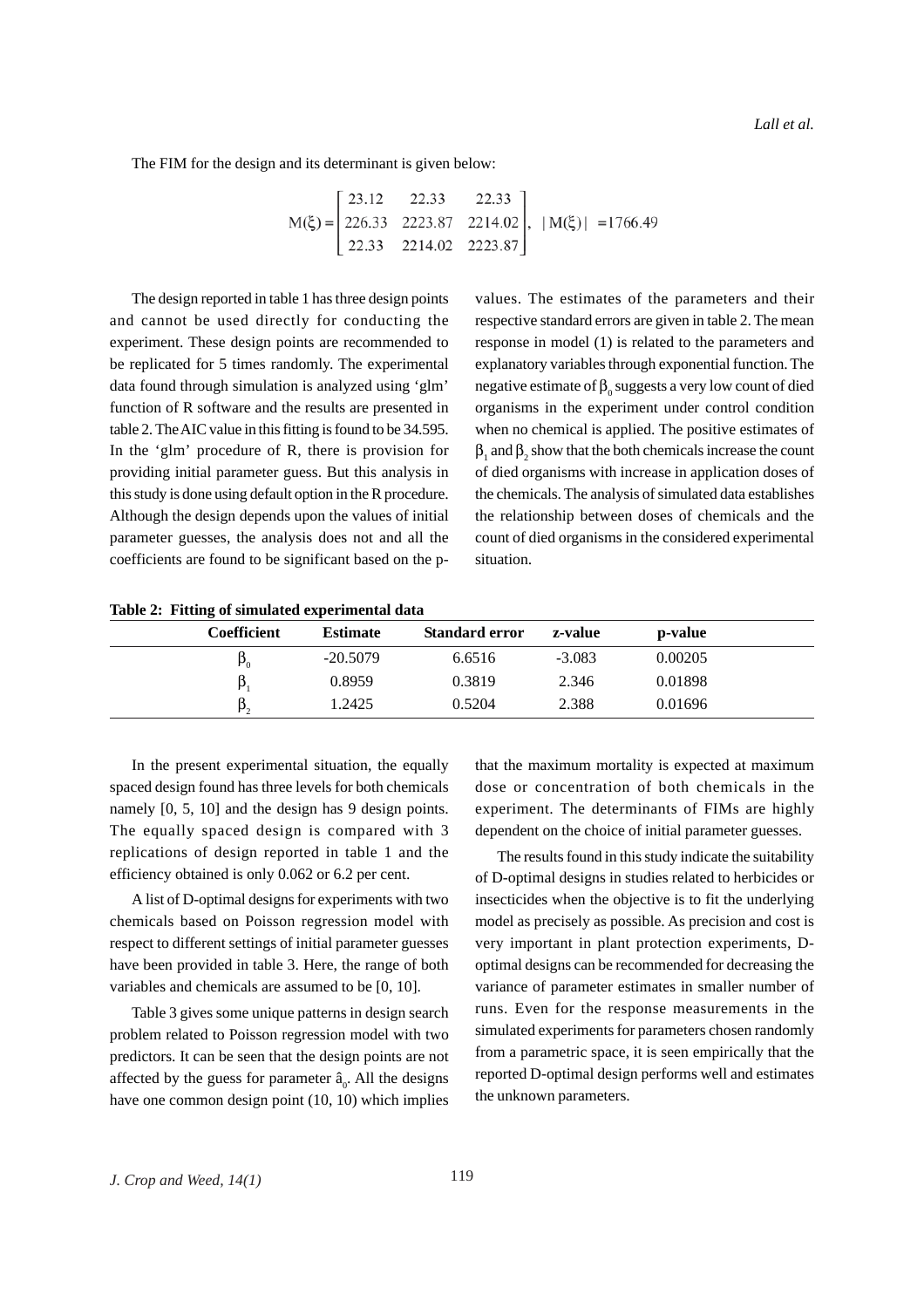The FIM for the design and its determinant is given below:

$$M(\xi)=\begin{bmatrix} 23.12 & 22.33 & 22.33 \\ 226.33 & 2223.87 & 2214.02 \\ 22.33 & 2214.02 & 2223.87 \end{bmatrix}, \quad |M(\xi)| = 1766.49$$

The design reported in table 1 has three design points and cannot be used directly for conducting the experiment. These design points are recommended to be replicated for 5 times randomly. The experimental data found through simulation is analyzed using 'glm' function of R software and the results are presented in table 2. The AIC value in this fitting is found to be 34.595. In the 'glm' procedure of R, there is provision for providing initial parameter guess. But this analysis in this study is done using default option in the R procedure. Although the design depends upon the values of initial parameter guesses, the analysis does not and all the coefficients are found to be significant based on the p-values. The estimates of the parameters and their respective standard errors are given in table 2. The mean response in model (1) is related to the parameters and explanatory variables through exponential function. The negative estimate of $\beta_0$ suggests a very low count of died organisms in the experiment under control condition when no chemical is applied. The positive estimates of $\beta_1$ and $\beta_2$ show that the both chemicals increase the count of died organisms with increase in application doses of the chemicals. The analysis of simulated data establishes the relationship between doses of chemicals and the count of died organisms in the considered experimental situation.

**Table 2: Fitting of simulated experimental data**

| Coefficient | Estimate | Standard error | z-value | p-value |
|---|---|---|---|---|
| $\beta_0$ | -20.5079 | 6.6516 | -3.083 | 0.00205 |
| $\beta_1$ | 0.8959 | 0.3819 | 2.346 | 0.01898 |
| $\beta_2$ | 1.2425 | 0.5204 | 2.388 | 0.01696 |

In the present experimental situation, the equally spaced design found has three levels for both chemicals namely [0, 5, 10] and the design has 9 design points. The equally spaced design is compared with 3 replications of design reported in table 1 and the efficiency obtained is only 0.062 or 6.2 per cent.

A list of D-optimal designs for experiments with two chemicals based on Poisson regression model with respect to different settings of initial parameter guesses have been provided in table 3. Here, the range of both variables and chemicals are assumed to be [0, 10].

Table 3 gives some unique patterns in design search problem related to Poisson regression model with two predictors. It can be seen that the design points are not affected by the guess for parameter $\hat{a}_0$. All the designs have one common design point (10, 10) which implies that the maximum mortality is expected at maximum dose or concentration of both chemicals in the experiment. The determinants of FIMs are highly dependent on the choice of initial parameter guesses.

The results found in this study indicate the suitability of D-optimal designs in studies related to herbicides or insecticides when the objective is to fit the underlying model as precisely as possible. As precision and cost is very important in plant protection experiments, D-optimal designs can be recommended for decreasing the variance of parameter estimates in smaller number of runs. Even for the response measurements in the simulated experiments for parameters chosen randomly from a parametric space, it is seen empirically that the reported D-optimal design performs well and estimates the unknown parameters.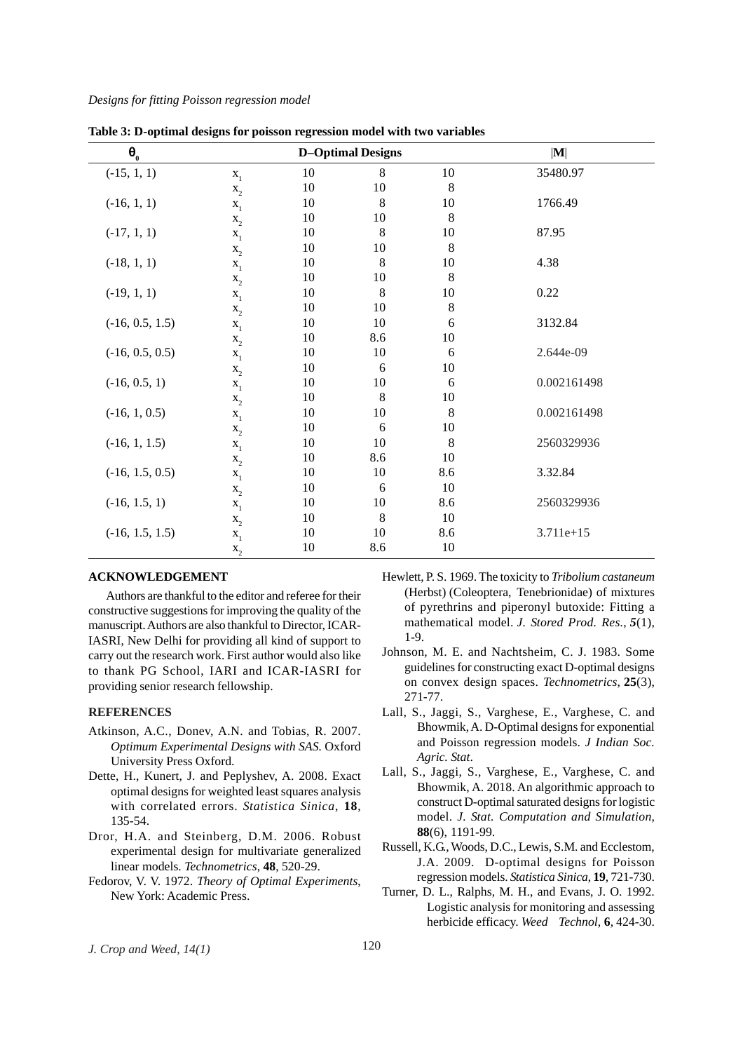**Table 3: D-optimal designs for poisson regression model with two variables**

| $\theta_0$ | | D–Optimal Designs | | | $\|M\|$ |
|---|---|---|---|---|---|
| (-15, 1, 1) | $x_1$ | 10 | 8 | 10 | 35480.97 |
| | $x_2$ | 10 | 10 | 8 | |
| (-16, 1, 1) | $x_1$ | 10 | 8 | 10 | 1766.49 |
| | $x_2$ | 10 | 10 | 8 | |
| (-17, 1, 1) | $x_1$ | 10 | 8 | 10 | 87.95 |
| | $x_2$ | 10 | 10 | 8 | |
| (-18, 1, 1) | $x_1$ | 10 | 8 | 10 | 4.38 |
| | $x_2$ | 10 | 10 | 8 | |
| (-19, 1, 1) | $x_1$ | 10 | 8 | 10 | 0.22 |
| | $x_2$ | 10 | 10 | 8 | |
| (-16, 0.5, 1.5) | $x_1$ | 10 | 10 | 6 | 3132.84 |
| | $x_2$ | 10 | 8.6 | 10 | |
| (-16, 0.5, 0.5) | $x_1$ | 10 | 10 | 6 | 2.644e-09 |
| | $x_2$ | 10 | 6 | 10 | |
| (-16, 0.5, 1) | $x_1$ | 10 | 10 | 6 | 0.002161498 |
| | $x_2$ | 10 | 8 | 10 | |
| (-16, 1, 0.5) | $x_1$ | 10 | 10 | 8 | 0.002161498 |
| | $x_2$ | 10 | 6 | 10 | |
| (-16, 1, 1.5) | $x_1$ | 10 | 10 | 8 | 2560329936 |
| | $x_2$ | 10 | 8.6 | 10 | |
| (-16, 1.5, 0.5) | $x_1$ | 10 | 10 | 8.6 | 3.32.84 |
| | $x_2$ | 10 | 6 | 10 | |
| (-16, 1.5, 1) | $x_1$ | 10 | 10 | 8.6 | 2560329936 |
| | $x_2$ | 10 | 8 | 10 | |
| (-16, 1.5, 1.5) | $x_1$ | 10 | 10 | 8.6 | 3.711e+15 |
| | $x_2$ | 10 | 8.6 | 10 | |

## ACKNOWLEDGEMENT

Authors are thankful to the editor and referee for their constructive suggestions for improving the quality of the manuscript. Authors are also thankful to Director, ICAR-IASRI, New Delhi for providing all kind of support to carry out the research work. First author would also like to thank PG School, IARI and ICAR-IASRI for providing senior research fellowship.

## REFERENCES

Atkinson, A.C., Donev, A.N. and Tobias, R. 2007. *Optimum Experimental Designs with SAS.* Oxford University Press Oxford.

Dette, H., Kunert, J. and Peplyshev, A. 2008. Exact optimal designs for weighted least squares analysis with correlated errors. *Statistica Sinica*, **18**, 135-54.

Dror, H.A. and Steinberg, D.M. 2006. Robust experimental design for multivariate generalized linear models. *Technometrics*, **48**, 520-29.

Fedorov, V. V. 1972. *Theory of Optimal Experiments*, New York: Academic Press.

Hewlett, P. S. 1969. The toxicity to *Tribolium castaneum* (Herbst) (Coleoptera, Tenebrionidae) of mixtures of pyrethrins and piperonyl butoxide: Fitting a mathematical model. *J. Stored Prod. Res.*, ***5***(1), 1-9.

Johnson, M. E. and Nachtsheim, C. J. 1983. Some guidelines for constructing exact D-optimal designs on convex design spaces. *Technometrics*, **25**(3), 271-77.

Lall, S., Jaggi, S., Varghese, E., Varghese, C. and Bhowmik, A. D-Optimal designs for exponential and Poisson regression models. *J Indian Soc. Agric. Stat*.

Lall, S., Jaggi, S., Varghese, E., Varghese, C. and Bhowmik, A. 2018. An algorithmic approach to construct D-optimal saturated designs for logistic model. *J. Stat. Computation and Simulation,* **88**(6), 1191-99.

Russell, K.G., Woods, D.C., Lewis, S.M. and Ecclestom, J.A. 2009. D-optimal designs for Poisson regression models. *Statistica Sinica*, **19**, 721-730.

Turner, D. L., Ralphs, M. H., and Evans, J. O. 1992. Logistic analysis for monitoring and assessing herbicide efficacy. *Weed Technol*, **6**, 424-30.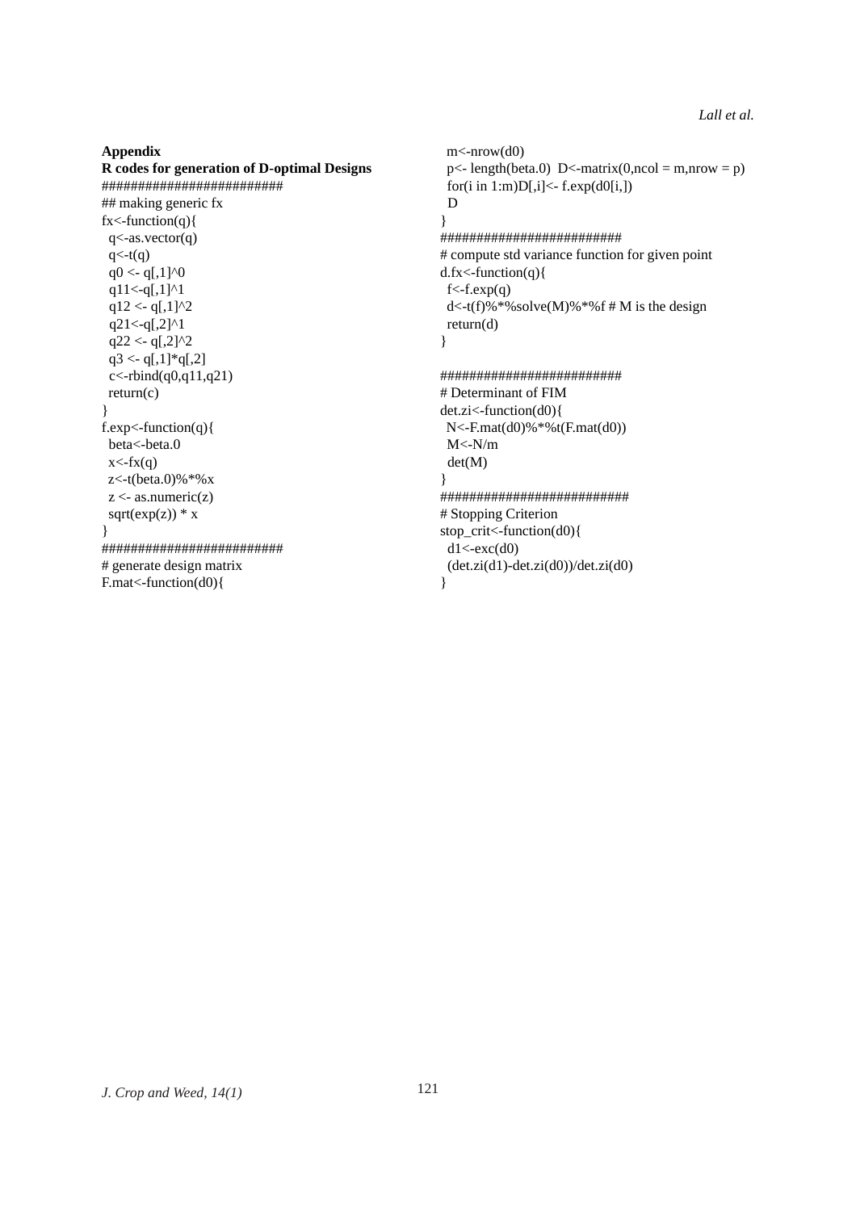**Appendix**

**R codes for generation of D-optimal Designs**

```
########################
## making generic fx
fx<-function(q){
  q<-as.vector(q)
  q<-t(q)
  q0 <- q[,1]^0
  q11<-q[,1]^1
  q12 <- q[,1]^2
  q21<-q[,2]^1
  q22 <- q[,2]^2
  q3 <- q[,1]*q[,2]
  c<-rbind(q0,q11,q21)
  return(c)
}
f.exp<-function(q){
  beta<-beta.0
  x<-fx(q)
  z<-t(beta.0)%*%x
  z <- as.numeric(z)
  sqrt(exp(z)) * x
}
########################
# generate design matrix
F.mat<-function(d0){
  m<-nrow(d0)
  p<- length(beta.0)  D<-matrix(0,ncol = m,nrow = p)
  for(i in 1:m)D[,i]<- f.exp(d0[i,])
  D
}
########################
# compute std variance function for given point
d.fx<-function(q){
  f<-f.exp(q)
  d<-t(f)%*%solve(M)%*%f # M is the design
  return(d)
}

########################
# Determinant of FIM
det.zi<-function(d0){
  N<-F.mat(d0)%*%t(F.mat(d0))
  M<-N/m
  det(M)
}
#########################
# Stopping Criterion
stop_crit<-function(d0){
  d1<-exc(d0)
  (det.zi(d1)-det.zi(d0))/det.zi(d0)
}
```